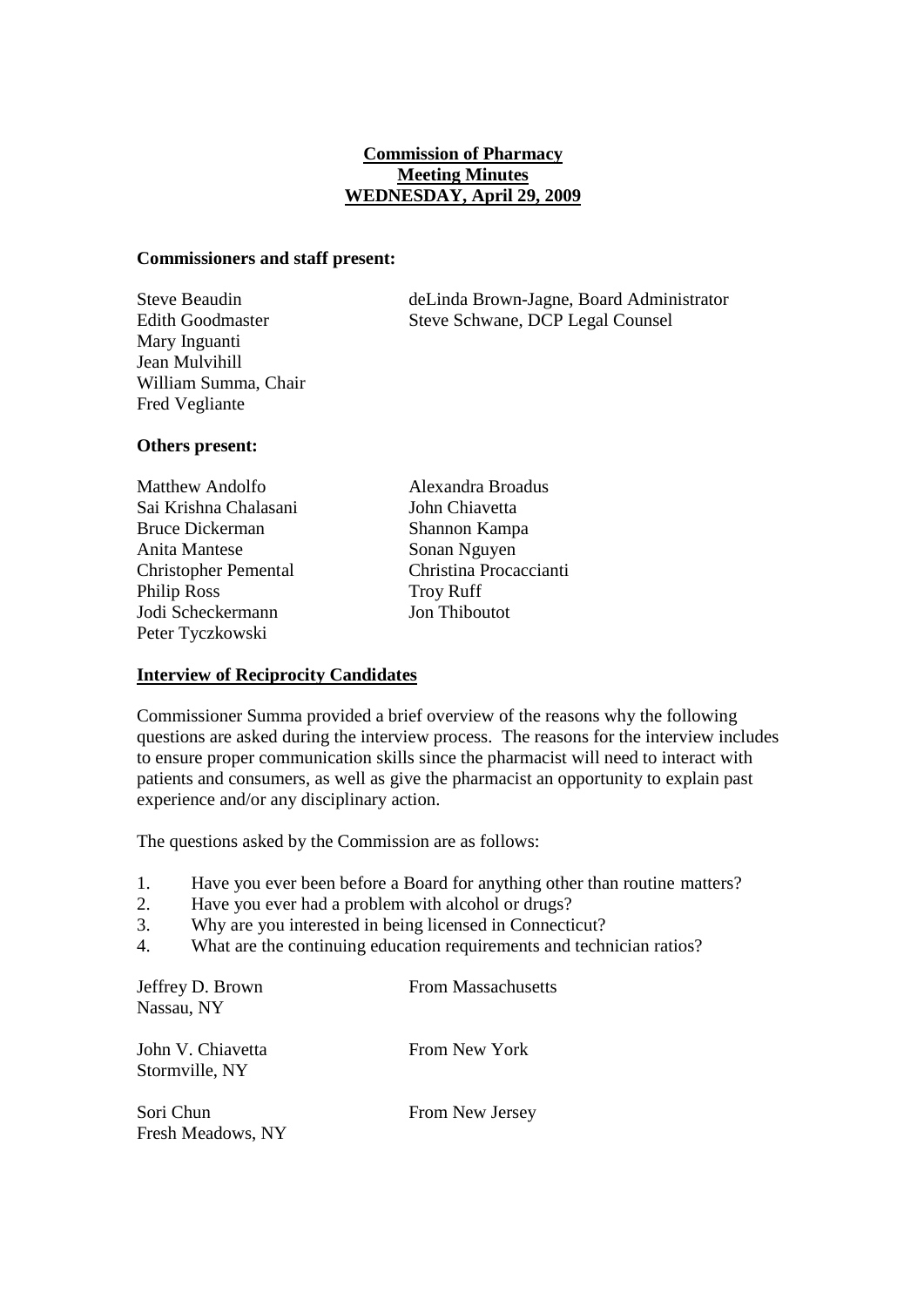**Commission of Pharmacy**
**Meeting Minutes**
**WEDNESDAY, April 29, 2009**

**Commissioners and staff present:**

Steve Beaudin
Edith Goodmaster
Mary Inguanti
Jean Mulvihill
William Summa, Chair
Fred Vegliante

deLinda Brown-Jagne, Board Administrator
Steve Schwane, DCP Legal Counsel

**Others present:**

Matthew Andolfo
Sai Krishna Chalasani
Bruce Dickerman
Anita Mantese
Christopher Pemental
Philip Ross
Jodi Scheckermann
Peter Tyczkowski
Alexandra Broadus
John Chiavetta
Shannon Kampa
Sonan Nguyen
Christina Procaccianti
Troy Ruff
Jon Thiboutot

**Interview of Reciprocity Candidates**

Commissioner Summa provided a brief overview of the reasons why the following questions are asked during the interview process. The reasons for the interview includes to ensure proper communication skills since the pharmacist will need to interact with patients and consumers, as well as give the pharmacist an opportunity to explain past experience and/or any disciplinary action.

The questions asked by the Commission are as follows:

1. Have you ever been before a Board for anything other than routine matters?
2. Have you ever had a problem with alcohol or drugs?
3. Why are you interested in being licensed in Connecticut?
4. What are the continuing education requirements and technician ratios?

Jeffrey D. Brown
Nassau, NY
From Massachusetts

John V. Chiavetta
Stormville, NY
From New York

Sori Chun
Fresh Meadows, NY
From New Jersey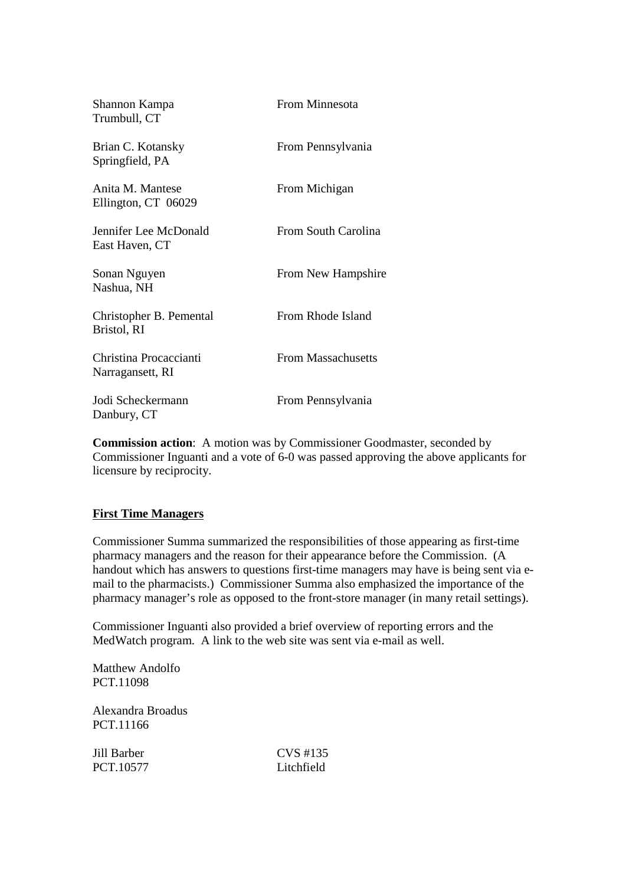| | |
|---|---|
| Shannon Kampa<br>Trumbull, CT | From Minnesota |
| Brian C. Kotansky<br>Springfield, PA | From Pennsylvania |
| Anita M. Mantese<br>Ellington, CT 06029 | From Michigan |
| Jennifer Lee McDonald<br>East Haven, CT | From South Carolina |
| Sonan Nguyen<br>Nashua, NH | From New Hampshire |
| Christopher B. Pemental<br>Bristol, RI | From Rhode Island |
| Christina Procaccianti<br>Narragansett, RI | From Massachusetts |
| Jodi Scheckermann<br>Danbury, CT | From Pennsylvania |

**Commission action**: A motion was by Commissioner Goodmaster, seconded by Commissioner Inguanti and a vote of 6-0 was passed approving the above applicants for licensure by reciprocity.

**First Time Managers**

Commissioner Summa summarized the responsibilities of those appearing as first-time pharmacy managers and the reason for their appearance before the Commission. (A handout which has answers to questions first-time managers may have is being sent via e-mail to the pharmacists.) Commissioner Summa also emphasized the importance of the pharmacy manager's role as opposed to the front-store manager (in many retail settings).

Commissioner Inguanti also provided a brief overview of reporting errors and the MedWatch program. A link to the web site was sent via e-mail as well.

Matthew Andolfo
PCT.11098

Alexandra Broadus
PCT.11166

| | |
|---|---|
| Jill Barber<br>PCT.10577 | CVS #135<br>Litchfield |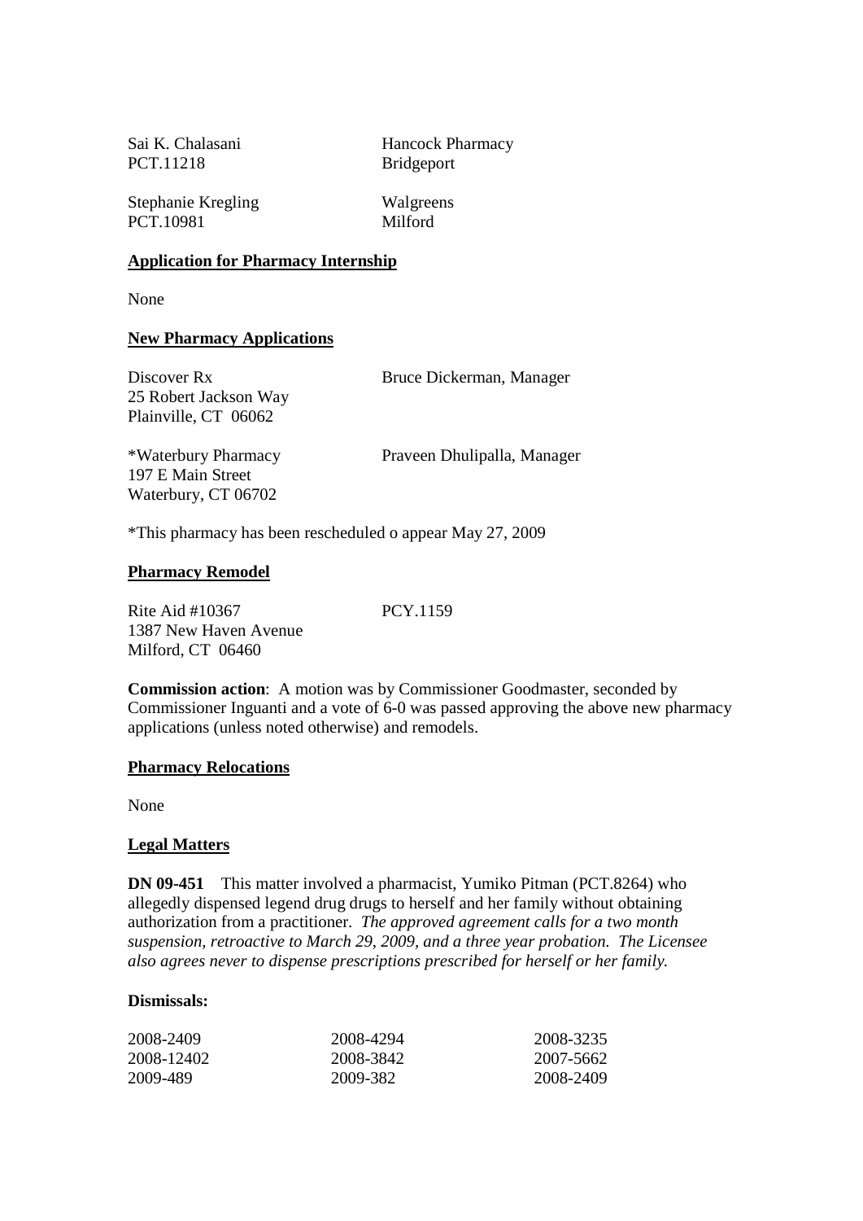| | |
|---|---|
| Sai K. Chalasani<br>PCT.11218 | Hancock Pharmacy<br>Bridgeport |
| Stephanie Kregling<br>PCT.10981 | Walgreens<br>Milford |

**Application for Pharmacy Internship**

None

**New Pharmacy Applications**

| | |
|---|---|
| Discover Rx<br>25 Robert Jackson Way<br>Plainville, CT 06062 | Bruce Dickerman, Manager |
| *Waterbury Pharmacy<br>197 E Main Street<br>Waterbury, CT 06702 | Praveen Dhulipalla, Manager |

*This pharmacy has been rescheduled o appear May 27, 2009

**Pharmacy Remodel**

| | |
|---|---|
| Rite Aid #10367<br>1387 New Haven Avenue<br>Milford, CT 06460 | PCY.1159 |

**Commission action**: A motion was by Commissioner Goodmaster, seconded by Commissioner Inguanti and a vote of 6-0 was passed approving the above new pharmacy applications (unless noted otherwise) and remodels.

**Pharmacy Relocations**

None

**Legal Matters**

**DN 09-451** This matter involved a pharmacist, Yumiko Pitman (PCT.8264) who allegedly dispensed legend drug drugs to herself and her family without obtaining authorization from a practitioner. *The approved agreement calls for a two month suspension, retroactive to March 29, 2009, and a three year probation. The Licensee also agrees never to dispense prescriptions prescribed for herself or her family.*

**Dismissals:**

| | | |
|---|---|---|
| 2008-2409 | 2008-4294 | 2008-3235 |
| 2008-12402 | 2008-3842 | 2007-5662 |
| 2009-489 | 2009-382 | 2008-2409 |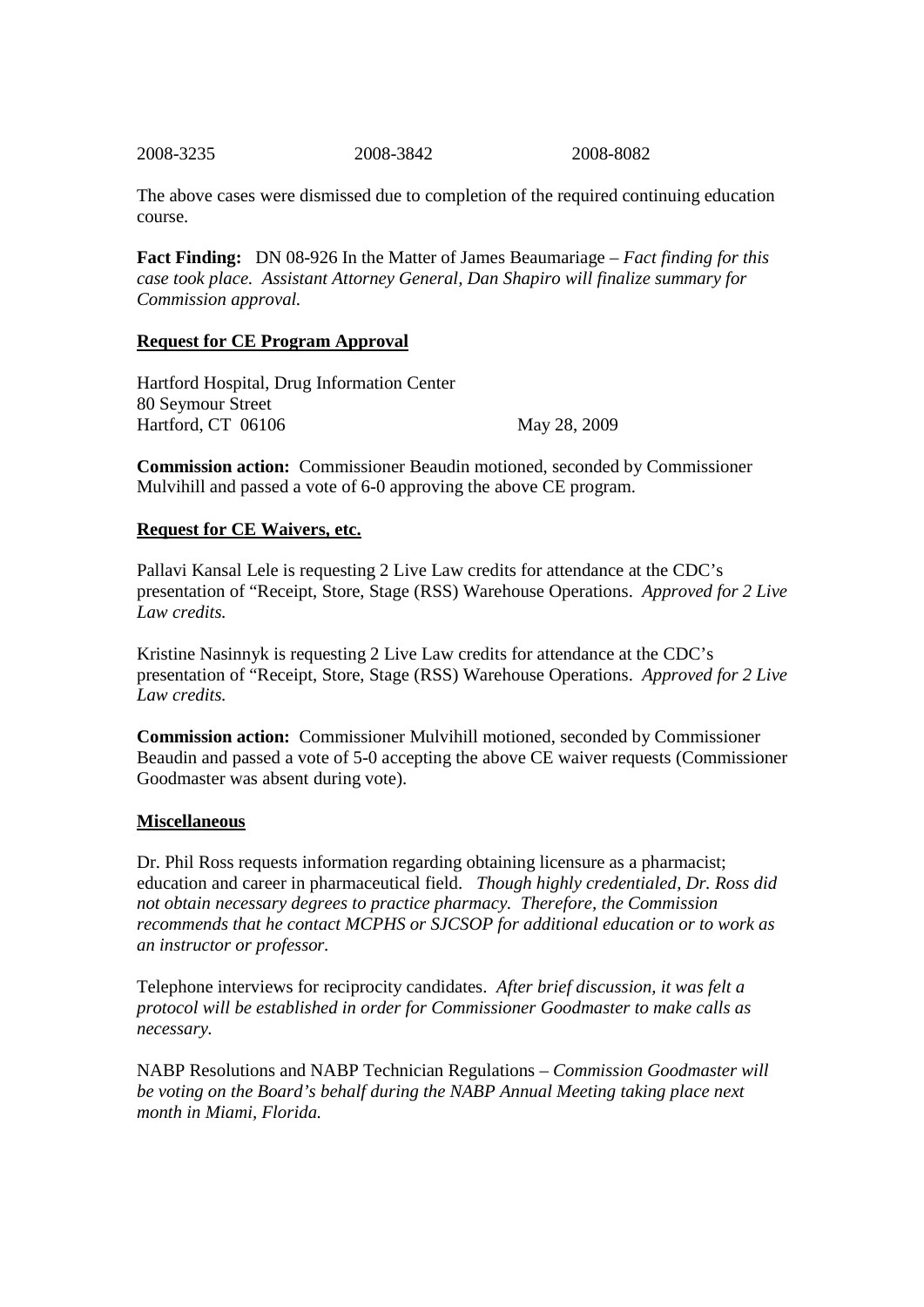2008-3235 2008-3842 2008-8082

The above cases were dismissed due to completion of the required continuing education course.

**Fact Finding:** DN 08-926 In the Matter of James Beaumariage – *Fact finding for this case took place. Assistant Attorney General, Dan Shapiro will finalize summary for Commission approval.*

**Request for CE Program Approval**

Hartford Hospital, Drug Information Center
80 Seymour Street
Hartford, CT 06106 May 28, 2009

**Commission action:** Commissioner Beaudin motioned, seconded by Commissioner Mulvihill and passed a vote of 6-0 approving the above CE program.

**Request for CE Waivers, etc.**

Pallavi Kansal Lele is requesting 2 Live Law credits for attendance at the CDC's presentation of "Receipt, Store, Stage (RSS) Warehouse Operations. *Approved for 2 Live Law credits.*

Kristine Nasinnyk is requesting 2 Live Law credits for attendance at the CDC's presentation of "Receipt, Store, Stage (RSS) Warehouse Operations. *Approved for 2 Live Law credits.*

**Commission action:** Commissioner Mulvihill motioned, seconded by Commissioner Beaudin and passed a vote of 5-0 accepting the above CE waiver requests (Commissioner Goodmaster was absent during vote).

**Miscellaneous**

Dr. Phil Ross requests information regarding obtaining licensure as a pharmacist; education and career in pharmaceutical field. *Though highly credentialed, Dr. Ross did not obtain necessary degrees to practice pharmacy. Therefore, the Commission recommends that he contact MCPHS or SJCSOP for additional education or to work as an instructor or professor.*

Telephone interviews for reciprocity candidates. *After brief discussion, it was felt a protocol will be established in order for Commissioner Goodmaster to make calls as necessary.*

NABP Resolutions and NABP Technician Regulations – *Commission Goodmaster will be voting on the Board's behalf during the NABP Annual Meeting taking place next month in Miami, Florida.*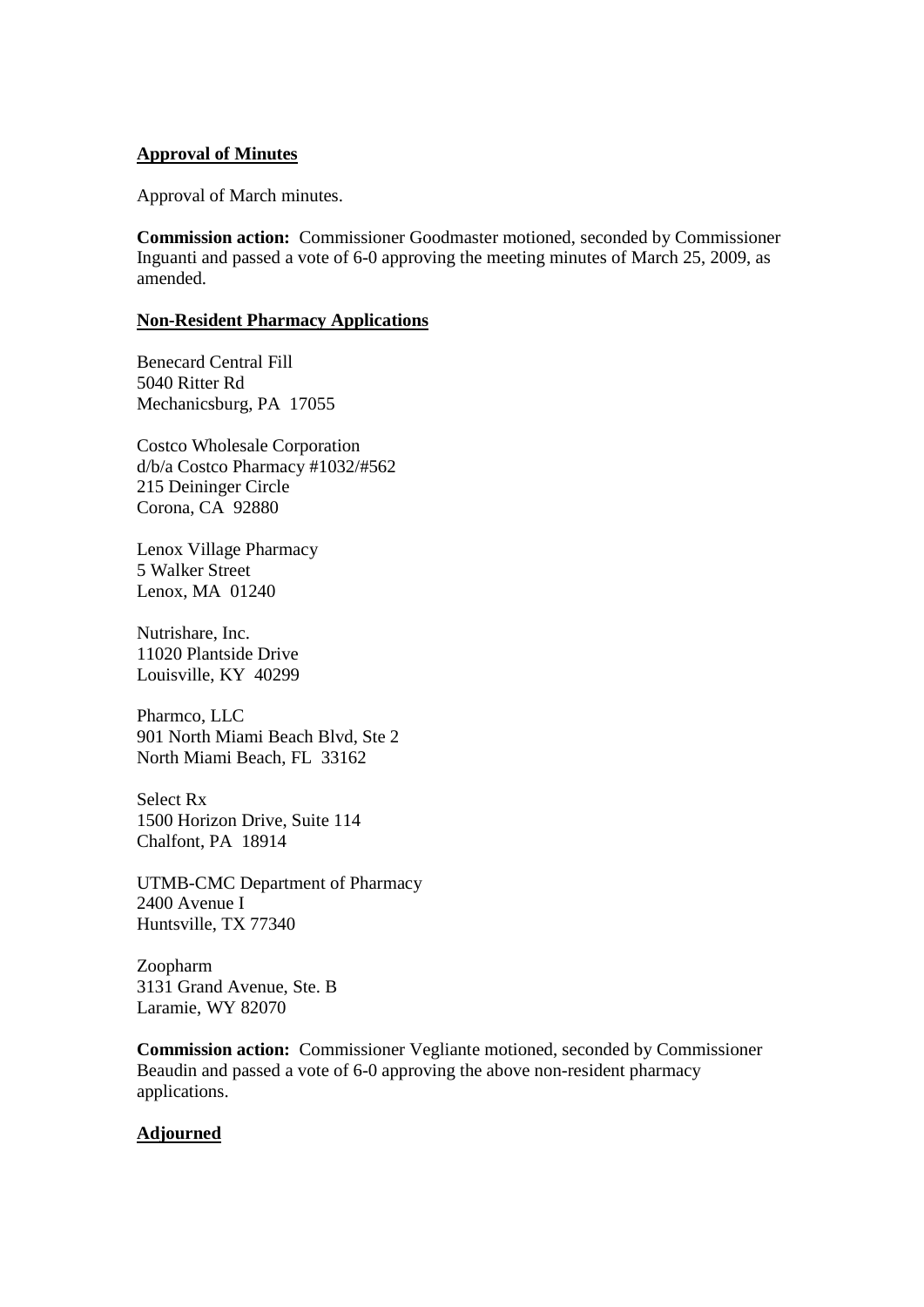**Approval of Minutes**

Approval of March minutes.

**Commission action:** Commissioner Goodmaster motioned, seconded by Commissioner Inguanti and passed a vote of 6-0 approving the meeting minutes of March 25, 2009, as amended.

**Non-Resident Pharmacy Applications**

Benecard Central Fill
5040 Ritter Rd
Mechanicsburg, PA 17055

Costco Wholesale Corporation
d/b/a Costco Pharmacy #1032/#562
215 Deininger Circle
Corona, CA 92880

Lenox Village Pharmacy
5 Walker Street
Lenox, MA 01240

Nutrishare, Inc.
11020 Plantside Drive
Louisville, KY 40299

Pharmco, LLC
901 North Miami Beach Blvd, Ste 2
North Miami Beach, FL 33162

Select Rx
1500 Horizon Drive, Suite 114
Chalfont, PA 18914

UTMB-CMC Department of Pharmacy
2400 Avenue I
Huntsville, TX 77340

Zoopharm
3131 Grand Avenue, Ste. B
Laramie, WY 82070

**Commission action:** Commissioner Vegliante motioned, seconded by Commissioner Beaudin and passed a vote of 6-0 approving the above non-resident pharmacy applications.

**Adjourned**